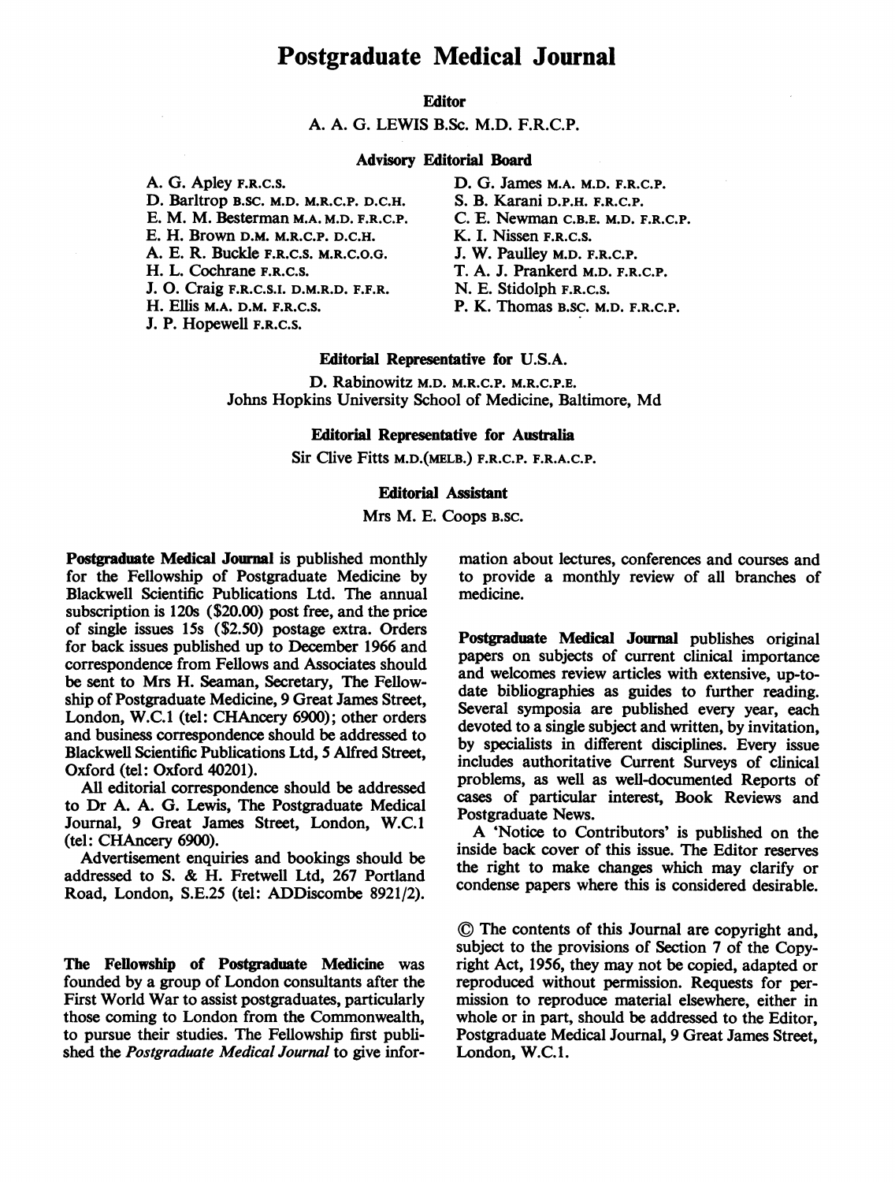# Postgraduate Medical Journal

**Editor**

A. A. G. LEWIS B.Sc. M.D. F.R.C.P.

**Advisory Editorial Board**

A. G. Apley F.R.C.S.
D. Barltrop B.SC. M.D. M.R.C.P. D.C.H.
E. M. M. Besterman M.A. M.D. F.R.C.P.
E. H. Brown D.M. M.R.C.P. D.C.H.
A. E. R. Buckle F.R.C.S. M.R.C.O.G.
H. L. Cochrane F.R.C.S.
J. O. Craig F.R.C.S.I. D.M.R.D. F.F.R.
H. Ellis M.A. D.M. F.R.C.S.
J. P. Hopewell F.R.C.S.
D. G. James M.A. M.D. F.R.C.P.
S. B. Karani D.P.H. F.R.C.P.
C. E. Newman C.B.E. M.D. F.R.C.P.
K. I. Nissen F.R.C.S.
J. W. Paulley M.D. F.R.C.P.
T. A. J. Prankerd M.D. F.R.C.P.
N. E. Stidolph F.R.C.S.
P. K. Thomas B.SC. M.D. F.R.C.P.

**Editorial Representative for U.S.A.**

D. Rabinowitz M.D. M.R.C.P. M.R.C.P.E.
Johns Hopkins University School of Medicine, Baltimore, Md

**Editorial Representative for Australia**

Sir Clive Fitts M.D.(MELB.) F.R.C.P. F.R.A.C.P.

**Editorial Assistant**

Mrs M. E. Coops B.SC.

**Postgraduate Medical Journal** is published monthly for the Fellowship of Postgraduate Medicine by Blackwell Scientific Publications Ltd. The annual subscription is 120s ($20.00) post free, and the price of single issues 15s ($2.50) postage extra. Orders for back issues published up to December 1966 and correspondence from Fellows and Associates should be sent to Mrs H. Seaman, Secretary, The Fellowship of Postgraduate Medicine, 9 Great James Street, London, W.C.1 (tel: CHAncery 6900); other orders and business correspondence should be addressed to Blackwell Scientific Publications Ltd, 5 Alfred Street, Oxford (tel: Oxford 40201).

All editorial correspondence should be addressed to Dr A. A. G. Lewis, The Postgraduate Medical Journal, 9 Great James Street, London, W.C.1 (tel: CHAncery 6900).

Advertisement enquiries and bookings should be addressed to S. & H. Fretwell Ltd, 267 Portland Road, London, S.E.25 (tel: ADDiscombe 8921/2).

**The Fellowship of Postgraduate Medicine** was founded by a group of London consultants after the First World War to assist postgraduates, particularly those coming to London from the Commonwealth, to pursue their studies. The Fellowship first published the *Postgraduate Medical Journal* to give information about lectures, conferences and courses and to provide a monthly review of all branches of medicine.

**Postgraduate Medical Journal** publishes original papers on subjects of current clinical importance and welcomes review articles with extensive, up-to-date bibliographies as guides to further reading. Several symposia are published every year, each devoted to a single subject and written, by invitation, by specialists in different disciplines. Every issue includes authoritative Current Surveys of clinical problems, as well as well-documented Reports of cases of particular interest, Book Reviews and Postgraduate News.

A 'Notice to Contributors' is published on the inside back cover of this issue. The Editor reserves the right to make changes which may clarify or condense papers where this is considered desirable.

© The contents of this Journal are copyright and, subject to the provisions of Section 7 of the Copyright Act, 1956, they may not be copied, adapted or reproduced without permission. Requests for permission to reproduce material elsewhere, either in whole or in part, should be addressed to the Editor, Postgraduate Medical Journal, 9 Great James Street, London, W.C.1.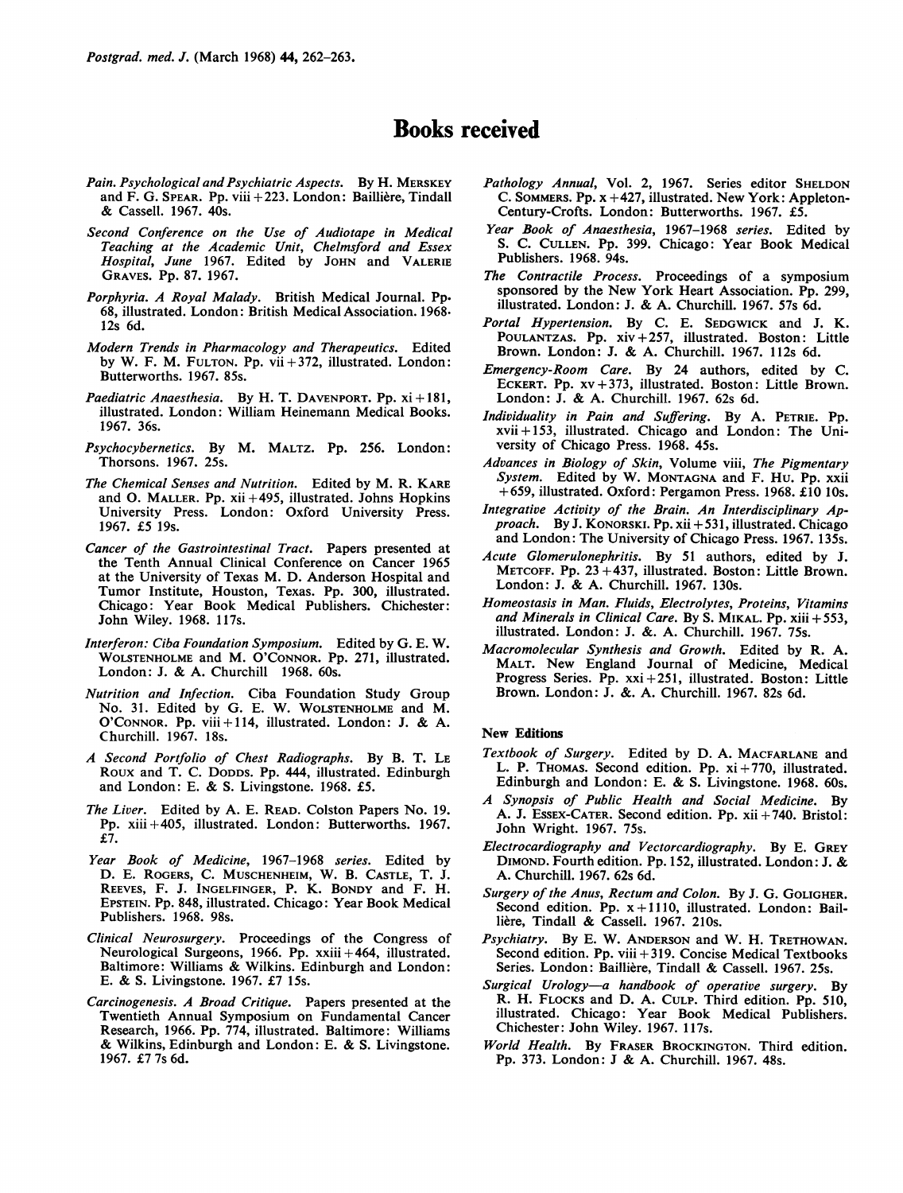# Books received

*Pain. Psychological and Psychiatric Aspects.* By H. MERSKEY and F. G. SPEAR. Pp. viii + 223. London: Baillière, Tindall & Cassell. 1967. 40s.

*Second Conference on the Use of Audiotape in Medical Teaching at the Academic Unit, Chelmsford and Essex Hospital, June 1967.* Edited by JOHN and VALERIE GRAVES. Pp. 87. 1967.

*Porphyria. A Royal Malady.* British Medical Journal. Pp. 68, illustrated. London: British Medical Association. 1968. 12s 6d.

*Modern Trends in Pharmacology and Therapeutics.* Edited by W. F. M. FULTON. Pp. vii + 372, illustrated. London: Butterworths. 1967. 85s.

*Paediatric Anaesthesia.* By H. T. DAVENPORT. Pp. xi + 181, illustrated. London: William Heinemann Medical Books. 1967. 36s.

*Psychocybernetics.* By M. MALTZ. Pp. 256. London: Thorsons. 1967. 25s.

*The Chemical Senses and Nutrition.* Edited by M. R. KARE and O. MALLER. Pp. xii + 495, illustrated. Johns Hopkins University Press. London: Oxford University Press. 1967. £5 19s.

*Cancer of the Gastrointestinal Tract.* Papers presented at the Tenth Annual Clinical Conference on Cancer 1965 at the University of Texas M. D. Anderson Hospital and Tumor Institute, Houston, Texas. Pp. 300, illustrated. Chicago: Year Book Medical Publishers. Chichester: John Wiley. 1968. 117s.

*Interferon: Ciba Foundation Symposium.* Edited by G. E. W. WOLSTENHOLME and M. O'CONNOR. Pp. 271, illustrated. London: J. & A. Churchill 1968. 60s.

*Nutrition and Infection.* Ciba Foundation Study Group No. 31. Edited by G. E. W. WOLSTENHOLME and M. O'CONNOR. Pp. viii + 114, illustrated. London: J. & A. Churchill. 1967. 18s.

*A Second Portfolio of Chest Radiographs.* By B. T. LE ROUX and T. C. DODDS. Pp. 444, illustrated. Edinburgh and London: E. & S. Livingstone. 1968. £5.

*The Liver.* Edited by A. E. READ. Colston Papers No. 19. Pp. xiii + 405, illustrated. London: Butterworths. 1967. £7.

*Year Book of Medicine, 1967–1968 series.* Edited by D. E. ROGERS, C. MUSCHENHEIM, W. B. CASTLE, T. J. REEVES, F. J. INGELFINGER, P. K. BONDY and F. H. EPSTEIN. Pp. 848, illustrated. Chicago: Year Book Medical Publishers. 1968. 98s.

*Clinical Neurosurgery.* Proceedings of the Congress of Neurological Surgeons, 1966. Pp. xxiii + 464, illustrated. Baltimore: Williams & Wilkins. Edinburgh and London: E. & S. Livingstone. 1967. £7 15s.

*Carcinogenesis. A Broad Critique.* Papers presented at the Twentieth Annual Symposium on Fundamental Cancer Research, 1966. Pp. 774, illustrated. Baltimore: Williams & Wilkins, Edinburgh and London: E. & S. Livingstone. 1967. £7 7s 6d.

*Pathology Annual,* Vol. 2, 1967. Series editor SHELDON C. SOMMERS. Pp. x + 427, illustrated. New York: Appleton-Century-Crofts. London: Butterworths. 1967. £5.

*Year Book of Anaesthesia, 1967–1968 series.* Edited by S. C. CULLEN. Pp. 399. Chicago: Year Book Medical Publishers. 1968. 94s.

*The Contractile Process.* Proceedings of a symposium sponsored by the New York Heart Association. Pp. 299, illustrated. London: J. & A. Churchill. 1967. 57s 6d.

*Portal Hypertension.* By C. E. SEDGWICK and J. K. POULANTZAS. Pp. xiv + 257, illustrated. Boston: Little Brown. London: J. & A. Churchill. 1967. 112s 6d.

*Emergency-Room Care.* By 24 authors, edited by C. ECKERT. Pp. xv + 373, illustrated. Boston: Little Brown. London: J. & A. Churchill. 1967. 62s 6d.

*Individuality in Pain and Suffering.* By A. PETRIE. Pp. xvii + 153, illustrated. Chicago and London: The University of Chicago Press. 1968. 45s.

*Advances in Biology of Skin,* Volume viii, *The Pigmentary System.* Edited by W. MONTAGNA and F. HU. Pp. xxii + 659, illustrated. Oxford: Pergamon Press. 1968. £10 10s.

*Integrative Activity of the Brain. An Interdisciplinary Approach.* By J. KONORSKI. Pp. xii + 531, illustrated. Chicago and London: The University of Chicago Press. 1967. 135s.

*Acute Glomerulonephritis.* By 51 authors, edited by J. METCOFF. Pp. 23 + 437, illustrated. Boston: Little Brown. London: J. & A. Churchill. 1967. 130s.

*Homeostasis in Man. Fluids, Electrolytes, Proteins, Vitamins and Minerals in Clinical Care.* By S. MIKAL. Pp. xiii + 553, illustrated. London: J. &. A. Churchill. 1967. 75s.

*Macromolecular Synthesis and Growth.* Edited by R. A. MALT. New England Journal of Medicine, Medical Progress Series. Pp. xxi + 251, illustrated. Boston: Little Brown. London: J. &. A. Churchill. 1967. 82s 6d.

## New Editions

*Textbook of Surgery.* Edited by D. A. MACFARLANE and L. P. THOMAS. Second edition. Pp. xi + 770, illustrated. Edinburgh and London: E. & S. Livingstone. 1968. 60s.

*A Synopsis of Public Health and Social Medicine.* By A. J. ESSEX-CATER. Second edition. Pp. xii + 740. Bristol: John Wright. 1967. 75s.

*Electrocardiography and Vectorcardiography.* By E. GREY DIMOND. Fourth edition. Pp. 152, illustrated. London: J. & A. Churchill. 1967. 62s 6d.

*Surgery of the Anus, Rectum and Colon.* By J. G. GOLIGHER. Second edition. Pp. x + 1110, illustrated. London: Baillière, Tindall & Cassell. 1967. 210s.

*Psychiatry.* By E. W. ANDERSON and W. H. TRETHOWAN. Second edition. Pp. viii + 319. Concise Medical Textbooks Series. London: Baillière, Tindall & Cassell. 1967. 25s.

*Surgical Urology—a handbook of operative surgery.* By R. H. FLOCKS and D. A. CULP. Third edition. Pp. 510, illustrated. Chicago: Year Book Medical Publishers. Chichester: John Wiley. 1967. 117s.

*World Health.* By FRASER BROCKINGTON. Third edition. Pp. 373. London: J & A. Churchill. 1967. 48s.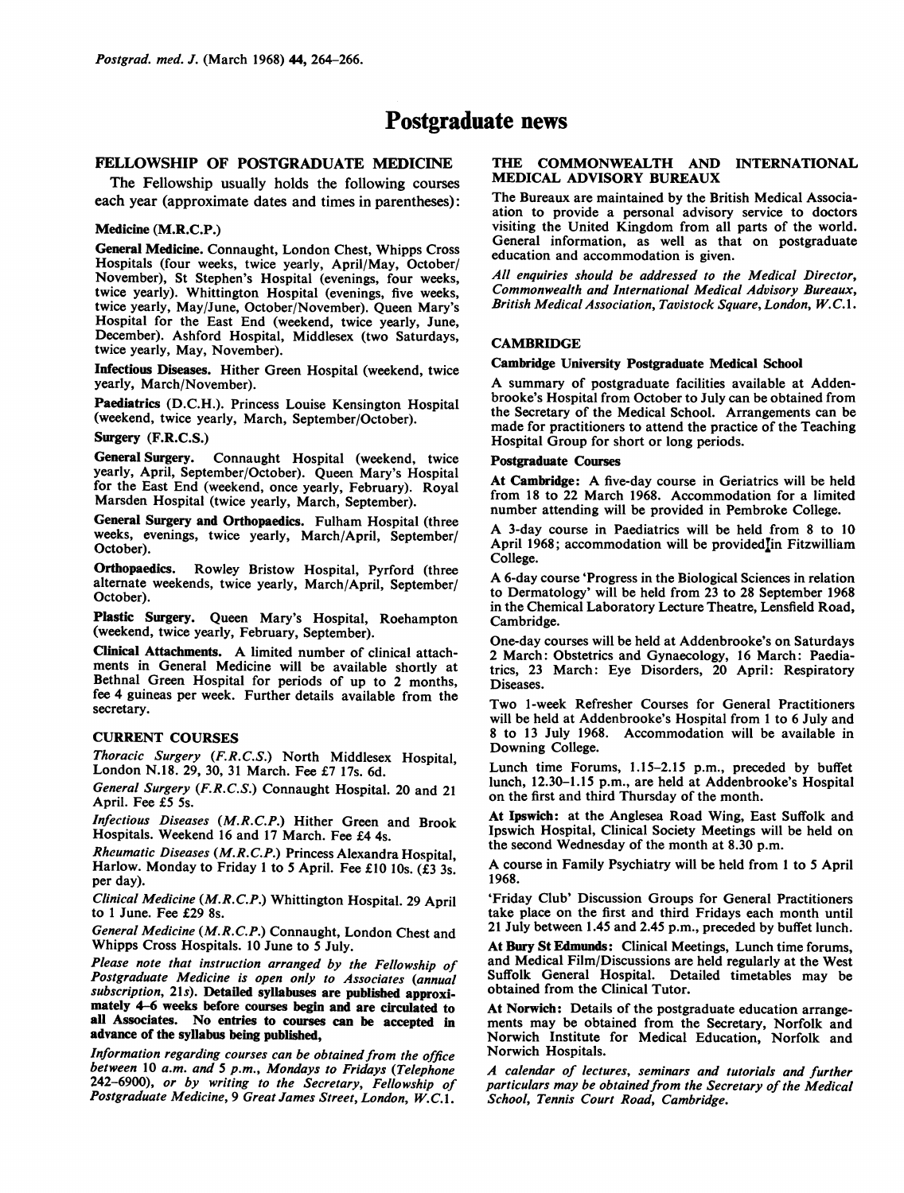# Postgraduate news

## FELLOWSHIP OF POSTGRADUATE MEDICINE

The Fellowship usually holds the following courses each year (approximate dates and times in parentheses):

### Medicine (M.R.C.P.)

**General Medicine.** Connaught, London Chest, Whipps Cross Hospitals (four weeks, twice yearly, April/May, October/November), St Stephen's Hospital (evenings, four weeks, twice yearly). Whittington Hospital (evenings, five weeks, twice yearly, May/June, October/November). Queen Mary's Hospital for the East End (weekend, twice yearly, June, December). Ashford Hospital, Middlesex (two Saturdays, twice yearly, May, November).

**Infectious Diseases.** Hither Green Hospital (weekend, twice yearly, March/November).

**Paediatrics** (D.C.H.). Princess Louise Kensington Hospital (weekend, twice yearly, March, September/October).

### Surgery (F.R.C.S.)

**General Surgery.** Connaught Hospital (weekend, twice yearly, April, September/October). Queen Mary's Hospital for the East End (weekend, once yearly, February). Royal Marsden Hospital (twice yearly, March, September).

**General Surgery and Orthopaedics.** Fulham Hospital (three weeks, evenings, twice yearly, March/April, September/October).

**Orthopaedics.** Rowley Bristow Hospital, Pyrford (three alternate weekends, twice yearly, March/April, September/October).

**Plastic Surgery.** Queen Mary's Hospital, Roehampton (weekend, twice yearly, February, September).

**Clinical Attachments.** A limited number of clinical attachments in General Medicine will be available shortly at Bethnal Green Hospital for periods of up to 2 months, fee 4 guineas per week. Further details available from the secretary.

## CURRENT COURSES

*Thoracic Surgery (F.R.C.S.)* North Middlesex Hospital, London N.18. 29, 30, 31 March. Fee £7 17s. 6d.

*General Surgery (F.R.C.S.)* Connaught Hospital. 20 and 21 April. Fee £5 5s.

*Infectious Diseases (M.R.C.P.)* Hither Green and Brook Hospitals. Weekend 16 and 17 March. Fee £4 4s.

*Rheumatic Diseases (M.R.C.P.)* Princess Alexandra Hospital, Harlow. Monday to Friday 1 to 5 April. Fee £10 10s. (£3 3s. per day).

*Clinical Medicine (M.R.C.P.)* Whittington Hospital. 29 April to 1 June. Fee £29 8s.

*General Medicine (M.R.C.P.)* Connaught, London Chest and Whipps Cross Hospitals. 10 June to 5 July.

*Please note that instruction arranged by the Fellowship of Postgraduate Medicine is open only to Associates (annual subscription, 21s).* **Detailed syllabuses are published approximately 4–6 weeks before courses begin and are circulated to all Associates. No entries to courses can be accepted in advance of the syllabus being published,**

*Information regarding courses can be obtained from the office between 10 a.m. and 5 p.m., Mondays to Fridays (Telephone 242-6900), or by writing to the Secretary, Fellowship of Postgraduate Medicine, 9 Great James Street, London, W.C.1.*

## THE COMMONWEALTH AND INTERNATIONAL MEDICAL ADVISORY BUREAUX

The Bureaux are maintained by the British Medical Association to provide a personal advisory service to doctors visiting the United Kingdom from all parts of the world. General information, as well as that on postgraduate education and accommodation is given.

*All enquiries should be addressed to the Medical Director, Commonwealth and International Medical Advisory Bureaux, British Medical Association, Tavistock Square, London, W.C.1.*

## CAMBRIDGE

### Cambridge University Postgraduate Medical School

A summary of postgraduate facilities available at Addenbrooke's Hospital from October to July can be obtained from the Secretary of the Medical School. Arrangements can be made for practitioners to attend the practice of the Teaching Hospital Group for short or long periods.

### Postgraduate Courses

**At Cambridge:** A five-day course in Geriatrics will be held from 18 to 22 March 1968. Accommodation for a limited number attending will be provided in Pembroke College.

A 3-day course in Paediatrics will be held from 8 to 10 April 1968; accommodation will be provided in Fitzwilliam College.

A 6-day course 'Progress in the Biological Sciences in relation to Dermatology' will be held from 23 to 28 September 1968 in the Chemical Laboratory Lecture Theatre, Lensfield Road, Cambridge.

One-day courses will be held at Addenbrooke's on Saturdays 2 March: Obstetrics and Gynaecology, 16 March: Paediatrics, 23 March: Eye Disorders, 20 April: Respiratory Diseases.

Two 1-week Refresher Courses for General Practitioners will be held at Addenbrooke's Hospital from 1 to 6 July and 8 to 13 July 1968. Accommodation will be available in Downing College.

Lunch time Forums, 1.15–2.15 p.m., preceded by buffet lunch, 12.30–1.15 p.m., are held at Addenbrooke's Hospital on the first and third Thursday of the month.

**At Ipswich:** at the Anglesea Road Wing, East Suffolk and Ipswich Hospital, Clinical Society Meetings will be held on the second Wednesday of the month at 8.30 p.m.

A course in Family Psychiatry will be held from 1 to 5 April 1968.

'Friday Club' Discussion Groups for General Practitioners take place on the first and third Fridays each month until 21 July between 1.45 and 2.45 p.m., preceded by buffet lunch.

**At Bury St Edmunds:** Clinical Meetings, Lunch time forums, and Medical Film/Discussions are held regularly at the West Suffolk General Hospital. Detailed timetables may be obtained from the Clinical Tutor.

**At Norwich:** Details of the postgraduate education arrangements may be obtained from the Secretary, Norfolk and Norwich Institute for Medical Education, Norfolk and Norwich Hospitals.

*A calendar of lectures, seminars and tutorials and further particulars may be obtained from the Secretary of the Medical School, Tennis Court Road, Cambridge.*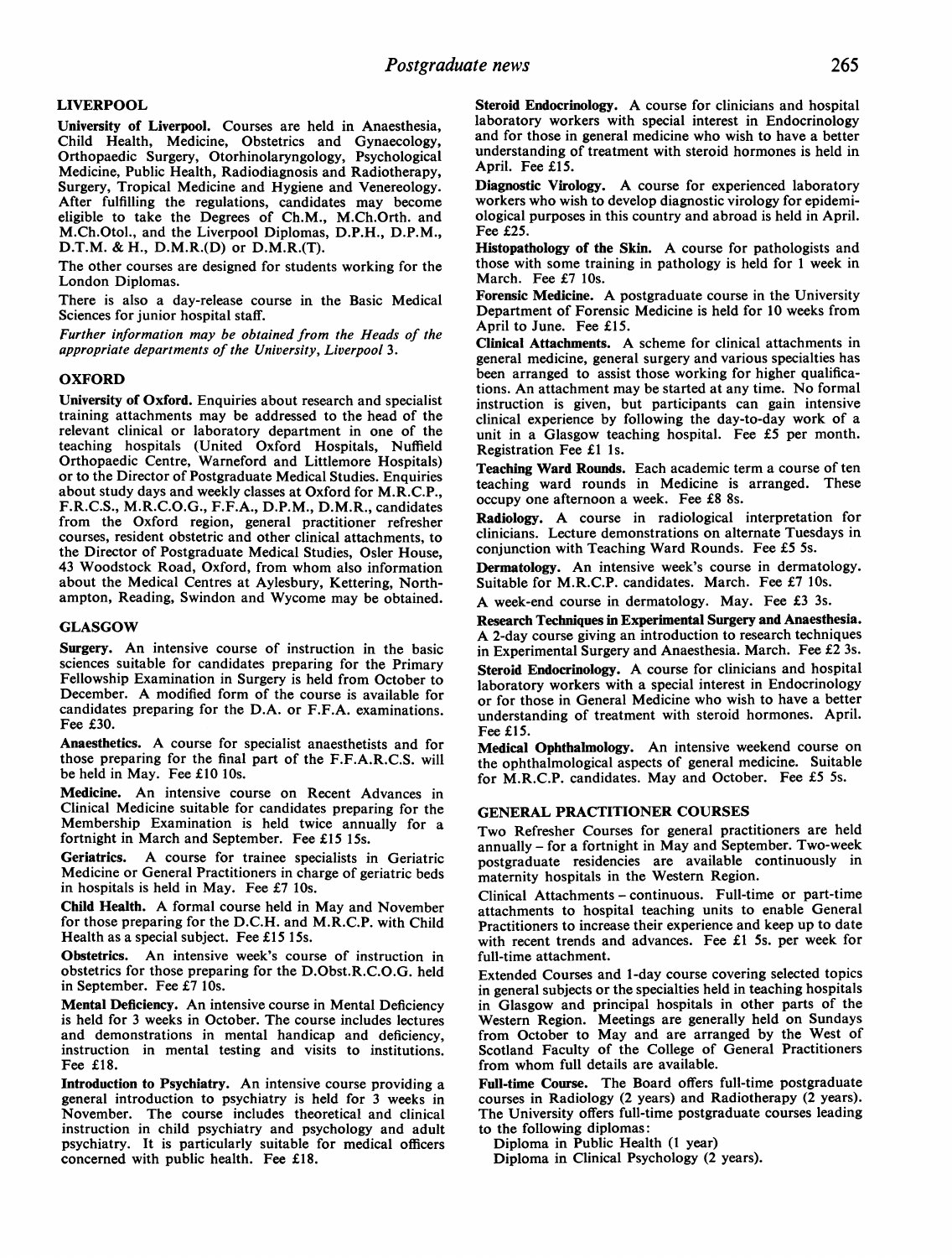## LIVERPOOL

**University of Liverpool.** Courses are held in Anaesthesia, Child Health, Medicine, Obstetrics and Gynaecology, Orthopaedic Surgery, Otorhinolaryngology, Psychological Medicine, Public Health, Radiodiagnosis and Radiotherapy, Surgery, Tropical Medicine and Hygiene and Venereology. After fulfilling the regulations, candidates may become eligible to take the Degrees of Ch.M., M.Ch.Orth. and M.Ch.Otol., and the Liverpool Diplomas, D.P.H., D.P.M., D.T.M. & H., D.M.R.(D) or D.M.R.(T).

The other courses are designed for students working for the London Diplomas.

There is also a day-release course in the Basic Medical Sciences for junior hospital staff.

*Further information may be obtained from the Heads of the appropriate departments of the University, Liverpool 3.*

## OXFORD

**University of Oxford.** Enquiries about research and specialist training attachments may be addressed to the head of the relevant clinical or laboratory department in one of the teaching hospitals (United Oxford Hospitals, Nuffield Orthopaedic Centre, Warneford and Littlemore Hospitals) or to the Director of Postgraduate Medical Studies. Enquiries about study days and weekly classes at Oxford for M.R.C.P., F.R.C.S., M.R.C.O.G., F.F.A., D.P.M., D.M.R., candidates from the Oxford region, general practitioner refresher courses, resident obstetric and other clinical attachments, to the Director of Postgraduate Medical Studies, Osler House, 43 Woodstock Road, Oxford, from whom also information about the Medical Centres at Aylesbury, Kettering, Northampton, Reading, Swindon and Wycome may be obtained.

## GLASGOW

**Surgery.** An intensive course of instruction in the basic sciences suitable for candidates preparing for the Primary Fellowship Examination in Surgery is held from October to December. A modified form of the course is available for candidates preparing for the D.A. or F.F.A. examinations. Fee £30.

**Anaesthetics.** A course for specialist anaesthetists and for those preparing for the final part of the F.F.A.R.C.S. will be held in May. Fee £10 10s.

**Medicine.** An intensive course on Recent Advances in Clinical Medicine suitable for candidates preparing for the Membership Examination is held twice annually for a fortnight in March and September. Fee £15 15s.

**Geriatrics.** A course for trainee specialists in Geriatric Medicine or General Practitioners in charge of geriatric beds in hospitals is held in May. Fee £7 10s.

**Child Health.** A formal course held in May and November for those preparing for the D.C.H. and M.R.C.P. with Child Health as a special subject. Fee £15 15s.

**Obstetrics.** An intensive week's course of instruction in obstetrics for those preparing for the D.Obst.R.C.O.G. held in September. Fee £7 10s.

**Mental Deficiency.** An intensive course in Mental Deficiency is held for 3 weeks in October. The course includes lectures and demonstrations in mental handicap and deficiency, instruction in mental testing and visits to institutions. Fee £18.

**Introduction to Psychiatry.** An intensive course providing a general introduction to psychiatry is held for 3 weeks in November. The course includes theoretical and clinical instruction in child psychiatry and psychology and adult psychiatry. It is particularly suitable for medical officers concerned with public health. Fee £18.

**Steroid Endocrinology.** A course for clinicians and hospital laboratory workers with special interest in Endocrinology and for those in general medicine who wish to have a better understanding of treatment with steroid hormones is held in April. Fee £15.

**Diagnostic Virology.** A course for experienced laboratory workers who wish to develop diagnostic virology for epidemiological purposes in this country and abroad is held in April. Fee £25.

**Histopathology of the Skin.** A course for pathologists and those with some training in pathology is held for 1 week in March. Fee £7 10s.

**Forensic Medicine.** A postgraduate course in the University Department of Forensic Medicine is held for 10 weeks from April to June. Fee £15.

**Clinical Attachments.** A scheme for clinical attachments in general medicine, general surgery and various specialties has been arranged to assist those working for higher qualifications. An attachment may be started at any time. No formal instruction is given, but participants can gain intensive clinical experience by following the day-to-day work of a unit in a Glasgow teaching hospital. Fee £5 per month. Registration Fee £1 1s.

**Teaching Ward Rounds.** Each academic term a course of ten teaching ward rounds in Medicine is arranged. These occupy one afternoon a week. Fee £8 8s.

**Radiology.** A course in radiological interpretation for clinicians. Lecture demonstrations on alternate Tuesdays in conjunction with Teaching Ward Rounds. Fee £5 5s.

**Dermatology.** An intensive week's course in dermatology. Suitable for M.R.C.P. candidates. March. Fee £7 10s.

A week-end course in dermatology. May. Fee £3 3s.

**Research Techniques in Experimental Surgery and Anaesthesia.** A 2-day course giving an introduction to research techniques in Experimental Surgery and Anaesthesia. March. Fee £2 3s.

**Steroid Endocrinology.** A course for clinicians and hospital laboratory workers with a special interest in Endocrinology or for those in General Medicine who wish to have a better understanding of treatment with steroid hormones. April. Fee £15.

**Medical Ophthalmology.** An intensive weekend course on the ophthalmological aspects of general medicine. Suitable for M.R.C.P. candidates. May and October. Fee £5 5s.

### GENERAL PRACTITIONER COURSES

Two Refresher Courses for general practitioners are held annually – for a fortnight in May and September. Two-week postgraduate residencies are available continuously in maternity hospitals in the Western Region.

Clinical Attachments – continuous. Full-time or part-time attachments to hospital teaching units to enable General Practitioners to increase their experience and keep up to date with recent trends and advances. Fee £1 5s. per week for full-time attachment.

Extended Courses and 1-day course covering selected topics in general subjects or the specialties held in teaching hospitals in Glasgow and principal hospitals in other parts of the Western Region. Meetings are generally held on Sundays from October to May and are arranged by the West of Scotland Faculty of the College of General Practitioners from whom full details are available.

**Full-time Course.** The Board offers full-time postgraduate courses in Radiology (2 years) and Radiotherapy (2 years). The University offers full-time postgraduate courses leading to the following diplomas:

Diploma in Public Health (1 year)
Diploma in Clinical Psychology (2 years).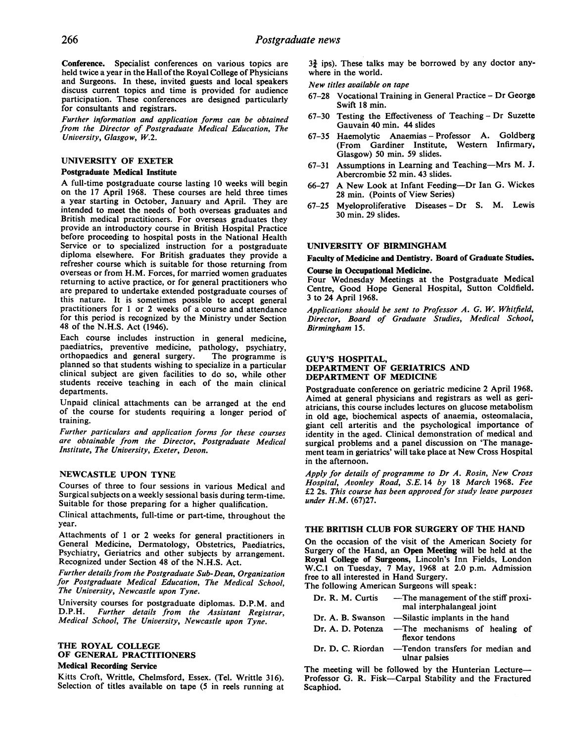**Conference.** Specialist conferences on various topics are held twice a year in the Hall of the Royal College of Physicians and Surgeons. In these, invited guests and local speakers discuss current topics and time is provided for audience participation. These conferences are designed particularly for consultants and registrars.

*Further information and application forms can be obtained from the Director of Postgraduate Medical Education, The University, Glasgow, W.2.*

## UNIVERSITY OF EXETER

### Postgraduate Medical Institute

A full-time postgraduate course lasting 10 weeks will begin on the 17 April 1968. These courses are held three times a year starting in October, January and April. They are intended to meet the needs of both overseas graduates and British medical practitioners. For overseas graduates they provide an introductory course in British Hospital Practice before proceeding to hospital posts in the National Health Service or to specialized instruction for a postgraduate diploma elsewhere. For British graduates they provide a refresher course which is suitable for those returning from overseas or from H.M. Forces, for married women graduates returning to active practice, or for general practitioners who are prepared to undertake extended postgraduate courses of this nature. It is sometimes possible to accept general practitioners for 1 or 2 weeks of a course and attendance for this period is recognized by the Ministry under Section 48 of the N.H.S. Act (1946).

Each course includes instruction in general medicine, paediatrics, preventive medicine, pathology, psychiatry, orthopaedics and general surgery. The programme is planned so that students wishing to specialize in a particular clinical subject are given facilities to do so, while other students receive teaching in each of the main clinical departments.

Unpaid clinical attachments can be arranged at the end of the course for students requiring a longer period of training.

*Further particulars and application forms for these courses are obtainable from the Director, Postgraduate Medical Institute, The University, Exeter, Devon.*

## NEWCASTLE UPON TYNE

Courses of three to four sessions in various Medical and Surgical subjects on a weekly sessional basis during term-time. Suitable for those preparing for a higher qualification.

Clinical attachments, full-time or part-time, throughout the year.

Attachments of 1 or 2 weeks for general practitioners in General Medicine, Dermatology, Obstetrics, Paediatrics, Psychiatry, Geriatrics and other subjects by arrangement. Recognized under Section 48 of the N.H.S. Act.

*Further details from the Postgraduate Sub-Dean, Organization for Postgraduate Medical Education, The Medical School, The University, Newcastle upon Tyne.*

University courses for postgraduate diplomas. D.P.M. and D.P.H. *Further details from the Assistant Registrar, Medical School, The University, Newcastle upon Tyne.*

## THE ROYAL COLLEGE OF GENERAL PRACTITIONERS

### Medical Recording Service

Kitts Croft, Writtle, Chelmsford, Essex. (Tel. Writtle 316). Selection of titles available on tape (5 in reels running at $3\frac{3}{4}$ ips). These talks may be borrowed by any doctor anywhere in the world.

*New titles available on tape*

- 67–28 Vocational Training in General Practice – Dr George Swift 18 min.
- 67–30 Testing the Effectiveness of Teaching – Dr Suzette Gauvain 40 min. 44 slides
- 67–35 Haemolytic Anaemias – Professor A. Goldberg (From Gardiner Institute, Western Infirmary, Glasgow) 50 min. 59 slides.
- 67–31 Assumptions in Learning and Teaching—Mrs M. J. Abercrombie 52 min. 43 slides.
- 66–27 A New Look at Infant Feeding—Dr Ian G. Wickes 28 min. (Points of View Series)
- 67–25 Myeloproliferative Diseases – Dr S. M. Lewis 30 min. 29 slides.

## UNIVERSITY OF BIRMINGHAM

### Faculty of Medicine and Dentistry. Board of Graduate Studies.

**Course in Occupational Medicine.**

Four Wednesday Meetings at the Postgraduate Medical Centre, Good Hope General Hospital, Sutton Coldfield. 3 to 24 April 1968.

*Applications should be sent to Professor A. G. W. Whitfield, Director, Board of Graduate Studies, Medical School, Birmingham 15.*

## GUY'S HOSPITAL, DEPARTMENT OF GERIATRICS AND DEPARTMENT OF MEDICINE

Postgraduate conference on geriatric medicine 2 April 1968. Aimed at general physicians and registrars as well as geriatricians, this course includes lectures on glucose metabolism in old age, biochemical aspects of anaemia, osteomalacia, giant cell arteritis and the psychological importance of identity in the aged. Clinical demonstration of medical and surgical problems and a panel discussion on 'The management team in geriatrics' will take place at New Cross Hospital in the afternoon.

*Apply for details of programme to Dr A. Rosin, New Cross Hospital, Avonley Road, S.E.14 by 18 March 1968. Fee £2 2s. This course has been approved for study leave purposes under H.M. (67)27.*

## THE BRITISH CLUB FOR SURGERY OF THE HAND

On the occasion of the visit of the American Society for Surgery of the Hand, an **Open Meeting** will be held at the **Royal College of Surgeons,** Lincoln's Inn Fields, London W.C.1 on Tuesday, 7 May, 1968 at 2.0 p.m. Admission free to all interested in Hand Surgery.

The following American Surgeons will speak:

- Dr. R. M. Curtis —The management of the stiff proximal interphalangeal joint
- Dr. A. B. Swanson —Silastic implants in the hand
- Dr. A. D. Potenza —The mechanisms of healing of flexor tendons
- Dr. D. C. Riordan —Tendon transfers for median and ulnar palsies

The meeting will be followed by the Hunterian Lecture—Professor G. R. Fisk—Carpal Stability and the Fractured Scaphiod.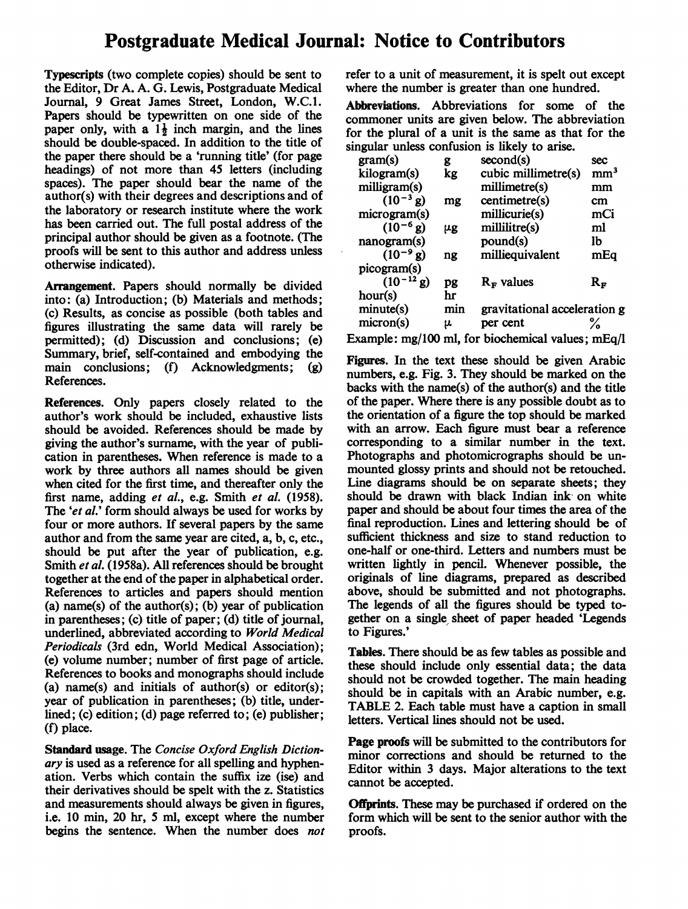# Postgraduate Medical Journal: Notice to Contributors

**Typescripts** (two complete copies) should be sent to the Editor, Dr A. A. G. Lewis, Postgraduate Medical Journal, 9 Great James Street, London, W.C.1. Papers should be typewritten on one side of the paper only, with a $1\frac{1}{2}$ inch margin, and the lines should be double-spaced. In addition to the title of the paper there should be a 'running title' (for page headings) of not more than 45 letters (including spaces). The paper should bear the name of the author(s) with their degrees and descriptions and of the laboratory or research institute where the work has been carried out. The full postal address of the principal author should be given as a footnote. (The proofs will be sent to this author and address unless otherwise indicated).

**Arrangement.** Papers should normally be divided into: (a) Introduction; (b) Materials and methods; (c) Results, as concise as possible (both tables and figures illustrating the same data will rarely be permitted); (d) Discussion and conclusions; (e) Summary, brief, self-contained and embodying the main conclusions; (f) Acknowledgments; (g) References.

**References.** Only papers closely related to the author's work should be included, exhaustive lists should be avoided. References should be made by giving the author's surname, with the year of publication in parentheses. When reference is made to a work by three authors all names should be given when cited for the first time, and thereafter only the first name, adding *et al.*, e.g. Smith *et al.* (1958). The '*et al.*' form should always be used for works by four or more authors. If several papers by the same author and from the same year are cited, a, b, c, etc., should be put after the year of publication, e.g. Smith *et al.* (1958a). All references should be brought together at the end of the paper in alphabetical order. References to articles and papers should mention (a) name(s) of the author(s); (b) year of publication in parentheses; (c) title of paper; (d) title of journal, underlined, abbreviated according to *World Medical Periodicals* (3rd edn, World Medical Association); (e) volume number; number of first page of article. References to books and monographs should include (a) name(s) and initials of author(s) or editor(s); year of publication in parentheses; (b) title, underlined; (c) edition; (d) page referred to; (e) publisher; (f) place.

**Standard usage.** The *Concise Oxford English Dictionary* is used as a reference for all spelling and hyphenation. Verbs which contain the suffix ize (ise) and their derivatives should be spelt with the z. Statistics and measurements should always be given in figures, i.e. 10 min, 20 hr, 5 ml, except where the number begins the sentence. When the number does *not* refer to a unit of measurement, it is spelt out except where the number is greater than one hundred.

**Abbreviations.** Abbreviations for some of the commoner units are given below. The abbreviation for the plural of a unit is the same as that for the singular unless confusion is likely to arise.

| | | | |
|---|---|---|---|
| gram(s) | g | second(s) | sec |
| kilogram(s) | kg | cubic millimetre(s) | $mm^3$ |
| milligram(s) ($10^{-3}$ g) | mg | millimetre(s) | mm |
| | | centimetre(s) | cm |
| microgram(s) ($10^{-6}$ g) | μg | millicurie(s) | mCi |
| | | millilitre(s) | ml |
| nanogram(s) ($10^{-9}$ g) | ng | pound(s) | lb |
| | | milliequivalent | mEq |
| picogram(s) ($10^{-12}$ g) | pg | $R_F$ values | $R_F$ |
| hour(s) | hr | | |
| minute(s) | min | gravitational acceleration | g |
| micron(s) | μ | per cent | % |

Example: mg/100 ml, for biochemical values; mEq/l

**Figures.** In the text these should be given Arabic numbers, e.g. Fig. 3. They should be marked on the backs with the name(s) of the author(s) and the title of the paper. Where there is any possible doubt as to the orientation of a figure the top should be marked with an arrow. Each figure must bear a reference corresponding to a similar number in the text. Photographs and photomicrographs should be unmounted glossy prints and should not be retouched. Line diagrams should be on separate sheets; they should be drawn with black Indian ink on white paper and should be about four times the area of the final reproduction. Lines and lettering should be of sufficient thickness and size to stand reduction to one-half or one-third. Letters and numbers must be written lightly in pencil. Whenever possible, the originals of line diagrams, prepared as described above, should be submitted and not photographs. The legends of all the figures should be typed together on a single sheet of paper headed 'Legends to Figures.'

**Tables.** There should be as few tables as possible and these should include only essential data; the data should not be crowded together. The main heading should be in capitals with an Arabic number, e.g. TABLE 2. Each table must have a caption in small letters. Vertical lines should not be used.

**Page proofs** will be submitted to the contributors for minor corrections and should be returned to the Editor within 3 days. Major alterations to the text cannot be accepted.

**Offprints.** These may be purchased if ordered on the form which will be sent to the senior author with the proofs.